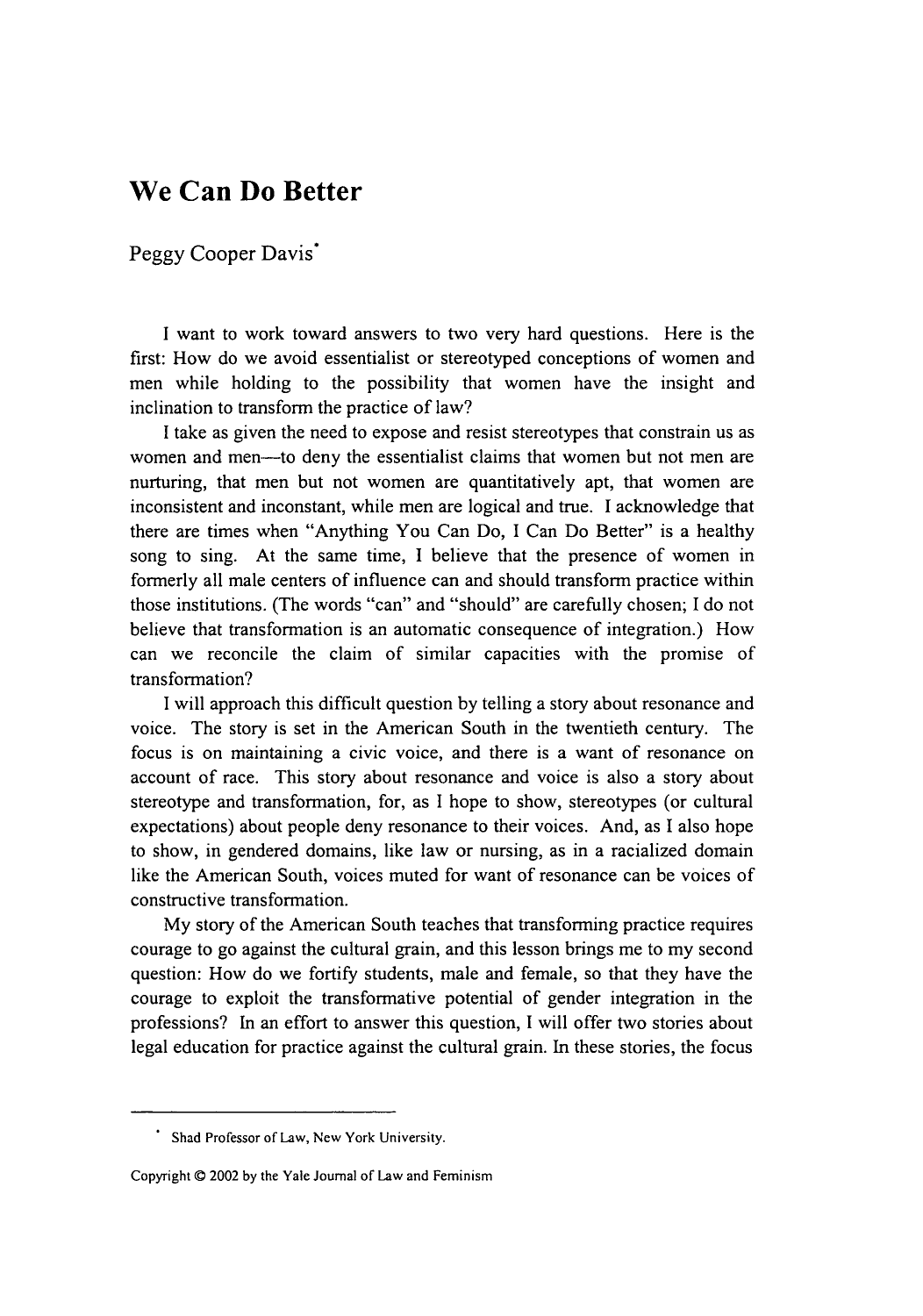# We Can Do Better

Peggy Cooper Davis[*]

I want to work toward answers to two very hard questions. Here is the first: How do we avoid essentialist or stereotyped conceptions of women and men while holding to the possibility that women have the insight and inclination to transform the practice of law?

I take as given the need to expose and resist stereotypes that constrain us as women and men—to deny the essentialist claims that women but not men are nurturing, that men but not women are quantitatively apt, that women are inconsistent and inconstant, while men are logical and true. I acknowledge that there are times when "Anything You Can Do, I Can Do Better" is a healthy song to sing. At the same time, I believe that the presence of women in formerly all male centers of influence can and should transform practice within those institutions. (The words "can" and "should" are carefully chosen; I do not believe that transformation is an automatic consequence of integration.) How can we reconcile the claim of similar capacities with the promise of transformation?

I will approach this difficult question by telling a story about resonance and voice. The story is set in the American South in the twentieth century. The focus is on maintaining a civic voice, and there is a want of resonance on account of race. This story about resonance and voice is also a story about stereotype and transformation, for, as I hope to show, stereotypes (or cultural expectations) about people deny resonance to their voices. And, as I also hope to show, in gendered domains, like law or nursing, as in a racialized domain like the American South, voices muted for want of resonance can be voices of constructive transformation.

My story of the American South teaches that transforming practice requires courage to go against the cultural grain, and this lesson brings me to my second question: How do we fortify students, male and female, so that they have the courage to exploit the transformative potential of gender integration in the professions? In an effort to answer this question, I will offer two stories about legal education for practice against the cultural grain. In these stories, the focus

---

[*] Shad Professor of Law, New York University.

Copyright © 2002 by the Yale Journal of Law and Feminism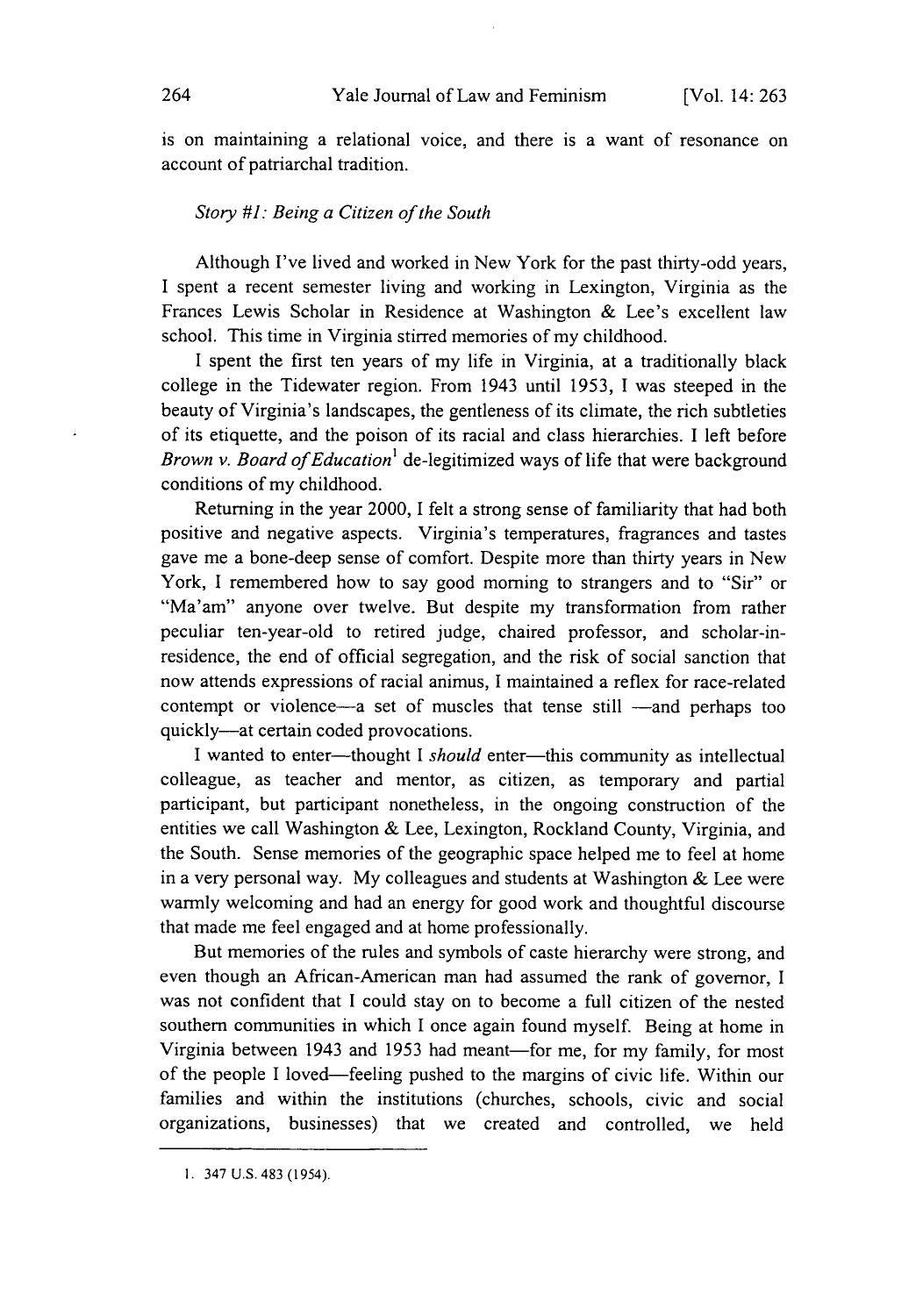is on maintaining a relational voice, and there is a want of resonance on account of patriarchal tradition.

*Story #1: Being a Citizen of the South*

Although I've lived and worked in New York for the past thirty-odd years, I spent a recent semester living and working in Lexington, Virginia as the Frances Lewis Scholar in Residence at Washington & Lee's excellent law school. This time in Virginia stirred memories of my childhood.

I spent the first ten years of my life in Virginia, at a traditionally black college in the Tidewater region. From 1943 until 1953, I was steeped in the beauty of Virginia's landscapes, the gentleness of its climate, the rich subtleties of its etiquette, and the poison of its racial and class hierarchies. I left before *Brown v. Board of Education*[1] de-legitimized ways of life that were background conditions of my childhood.

Returning in the year 2000, I felt a strong sense of familiarity that had both positive and negative aspects. Virginia's temperatures, fragrances and tastes gave me a bone-deep sense of comfort. Despite more than thirty years in New York, I remembered how to say good morning to strangers and to "Sir" or "Ma'am" anyone over twelve. But despite my transformation from rather peculiar ten-year-old to retired judge, chaired professor, and scholar-in-residence, the end of official segregation, and the risk of social sanction that now attends expressions of racial animus, I maintained a reflex for race-related contempt or violence—a set of muscles that tense still —and perhaps too quickly—at certain coded provocations.

I wanted to enter—thought I *should* enter—this community as intellectual colleague, as teacher and mentor, as citizen, as temporary and partial participant, but participant nonetheless, in the ongoing construction of the entities we call Washington & Lee, Lexington, Rockland County, Virginia, and the South. Sense memories of the geographic space helped me to feel at home in a very personal way. My colleagues and students at Washington & Lee were warmly welcoming and had an energy for good work and thoughtful discourse that made me feel engaged and at home professionally.

But memories of the rules and symbols of caste hierarchy were strong, and even though an African-American man had assumed the rank of governor, I was not confident that I could stay on to become a full citizen of the nested southern communities in which I once again found myself. Being at home in Virginia between 1943 and 1953 had meant—for me, for my family, for most of the people I loved—feeling pushed to the margins of civic life. Within our families and within the institutions (churches, schools, civic and social organizations, businesses) that we created and controlled, we held

---

1. 347 U.S. 483 (1954).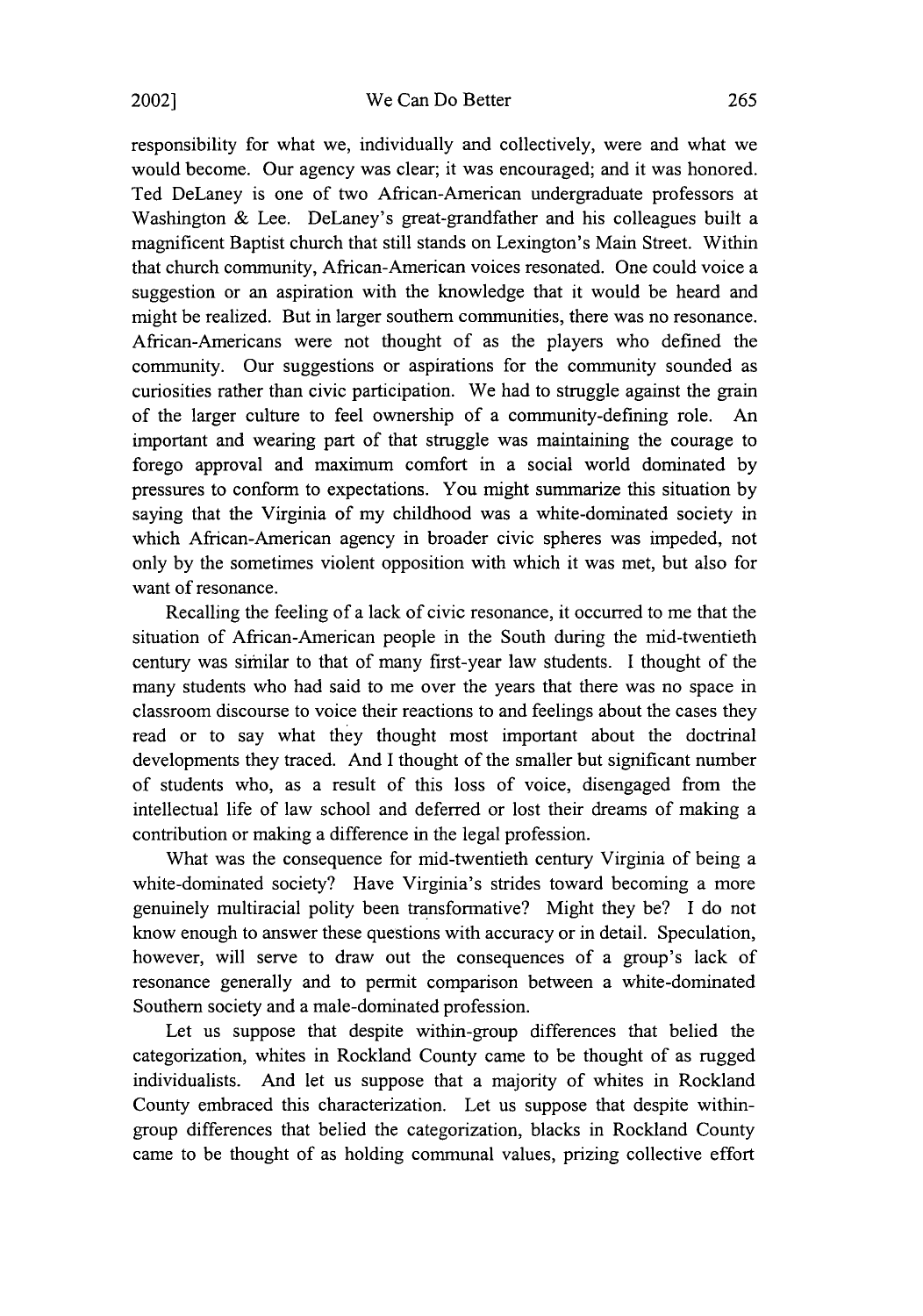responsibility for what we, individually and collectively, were and what we would become. Our agency was clear; it was encouraged; and it was honored. Ted DeLaney is one of two African-American undergraduate professors at Washington & Lee. DeLaney's great-grandfather and his colleagues built a magnificent Baptist church that still stands on Lexington's Main Street. Within that church community, African-American voices resonated. One could voice a suggestion or an aspiration with the knowledge that it would be heard and might be realized. But in larger southern communities, there was no resonance. African-Americans were not thought of as the players who defined the community. Our suggestions or aspirations for the community sounded as curiosities rather than civic participation. We had to struggle against the grain of the larger culture to feel ownership of a community-defining role. An important and wearing part of that struggle was maintaining the courage to forego approval and maximum comfort in a social world dominated by pressures to conform to expectations. You might summarize this situation by saying that the Virginia of my childhood was a white-dominated society in which African-American agency in broader civic spheres was impeded, not only by the sometimes violent opposition with which it was met, but also for want of resonance.

Recalling the feeling of a lack of civic resonance, it occurred to me that the situation of African-American people in the South during the mid-twentieth century was similar to that of many first-year law students. I thought of the many students who had said to me over the years that there was no space in classroom discourse to voice their reactions to and feelings about the cases they read or to say what they thought most important about the doctrinal developments they traced. And I thought of the smaller but significant number of students who, as a result of this loss of voice, disengaged from the intellectual life of law school and deferred or lost their dreams of making a contribution or making a difference in the legal profession.

What was the consequence for mid-twentieth century Virginia of being a white-dominated society? Have Virginia's strides toward becoming a more genuinely multiracial polity been transformative? Might they be? I do not know enough to answer these questions with accuracy or in detail. Speculation, however, will serve to draw out the consequences of a group's lack of resonance generally and to permit comparison between a white-dominated Southern society and a male-dominated profession.

Let us suppose that despite within-group differences that belied the categorization, whites in Rockland County came to be thought of as rugged individualists. And let us suppose that a majority of whites in Rockland County embraced this characterization. Let us suppose that despite within-group differences that belied the categorization, blacks in Rockland County came to be thought of as holding communal values, prizing collective effort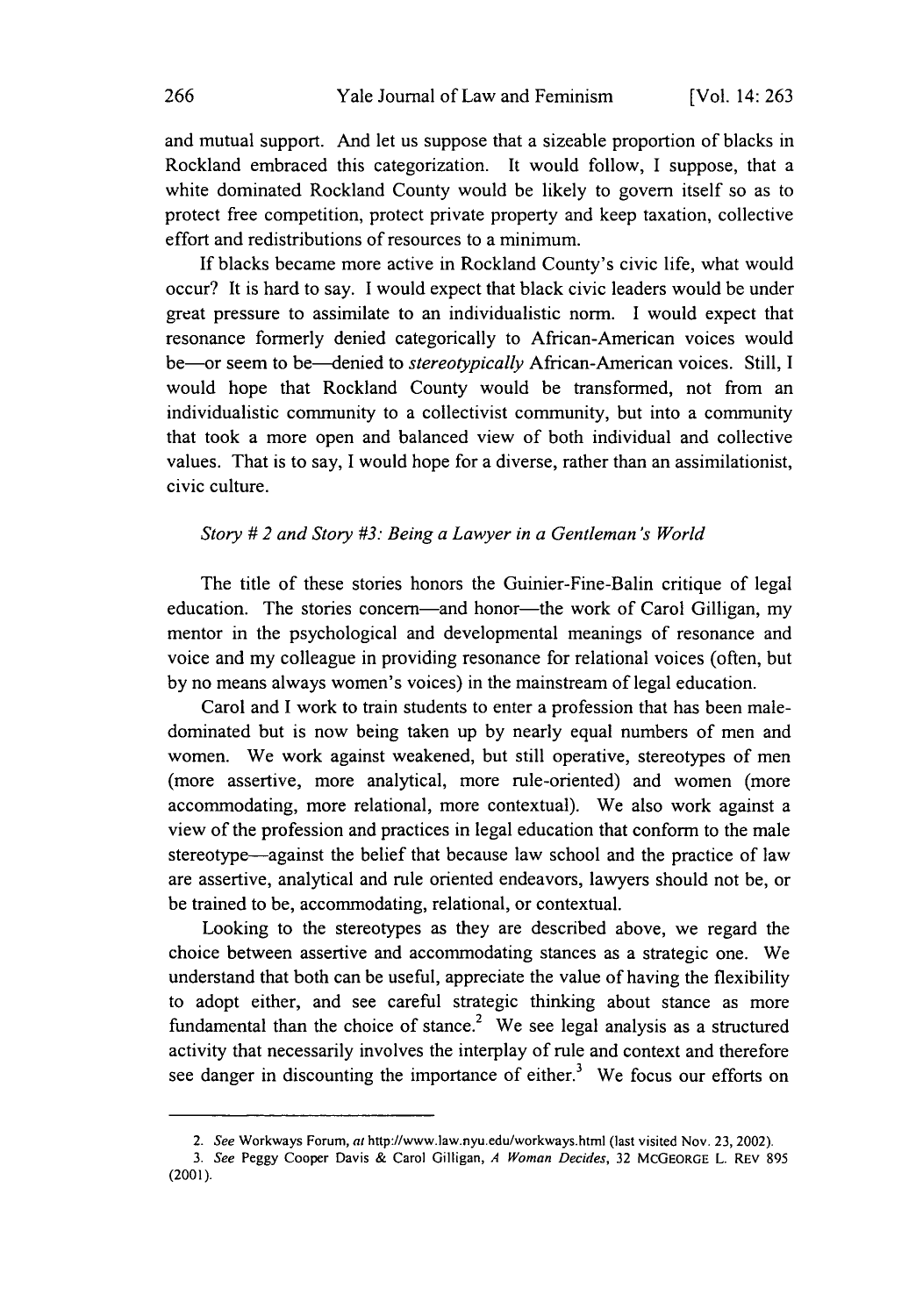and mutual support. And let us suppose that a sizeable proportion of blacks in Rockland embraced this categorization. It would follow, I suppose, that a white dominated Rockland County would be likely to govern itself so as to protect free competition, protect private property and keep taxation, collective effort and redistributions of resources to a minimum.

If blacks became more active in Rockland County's civic life, what would occur? It is hard to say. I would expect that black civic leaders would be under great pressure to assimilate to an individualistic norm. I would expect that resonance formerly denied categorically to African-American voices would be—or seem to be—denied to *stereotypically* African-American voices. Still, I would hope that Rockland County would be transformed, not from an individualistic community to a collectivist community, but into a community that took a more open and balanced view of both individual and collective values. That is to say, I would hope for a diverse, rather than an assimilationist, civic culture.

### *Story # 2 and Story #3: Being a Lawyer in a Gentleman's World*

The title of these stories honors the Guinier-Fine-Balin critique of legal education. The stories concern—and honor—the work of Carol Gilligan, my mentor in the psychological and developmental meanings of resonance and voice and my colleague in providing resonance for relational voices (often, but by no means always women's voices) in the mainstream of legal education.

Carol and I work to train students to enter a profession that has been male-dominated but is now being taken up by nearly equal numbers of men and women. We work against weakened, but still operative, stereotypes of men (more assertive, more analytical, more rule-oriented) and women (more accommodating, more relational, more contextual). We also work against a view of the profession and practices in legal education that conform to the male stereotype—against the belief that because law school and the practice of law are assertive, analytical and rule oriented endeavors, lawyers should not be, or be trained to be, accommodating, relational, or contextual.

Looking to the stereotypes as they are described above, we regard the choice between assertive and accommodating stances as a strategic one. We understand that both can be useful, appreciate the value of having the flexibility to adopt either, and see careful strategic thinking about stance as more fundamental than the choice of stance.[2] We see legal analysis as a structured activity that necessarily involves the interplay of rule and context and therefore see danger in discounting the importance of either.[3] We focus our efforts on

---

2. *See* Workways Forum, *at* http://www.law.nyu.edu/workways.html (last visited Nov. 23, 2002).

3. *See* Peggy Cooper Davis & Carol Gilligan, *A Woman Decides*, 32 MCGEORGE L. REV 895 (2001).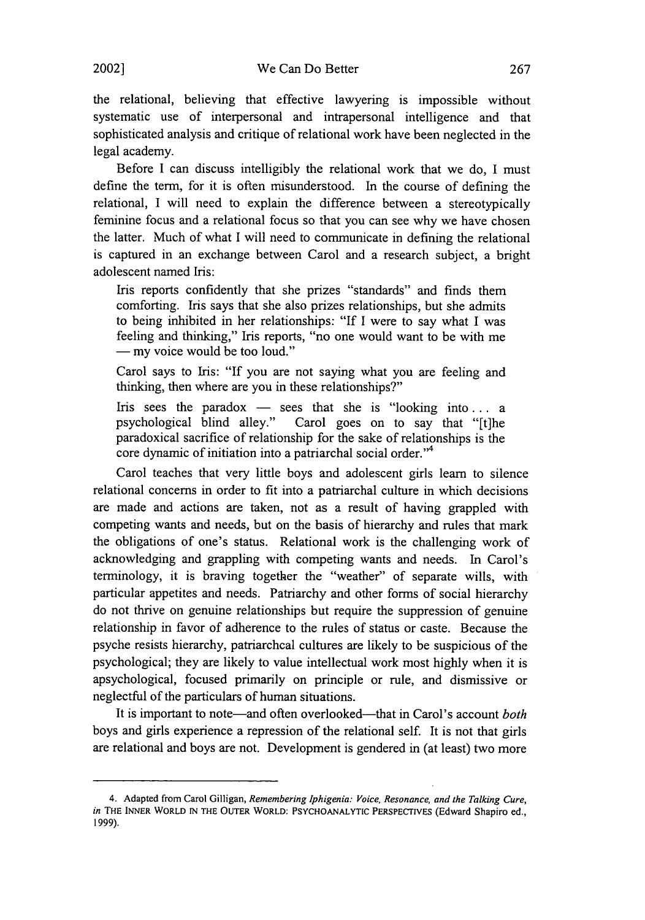the relational, believing that effective lawyering is impossible without systematic use of interpersonal and intrapersonal intelligence and that sophisticated analysis and critique of relational work have been neglected in the legal academy.

Before I can discuss intelligibly the relational work that we do, I must define the term, for it is often misunderstood. In the course of defining the relational, I will need to explain the difference between a stereotypically feminine focus and a relational focus so that you can see why we have chosen the latter. Much of what I will need to communicate in defining the relational is captured in an exchange between Carol and a research subject, a bright adolescent named Iris:

> Iris reports confidently that she prizes "standards" and finds them comforting. Iris says that she also prizes relationships, but she admits to being inhibited in her relationships: "If I were to say what I was feeling and thinking," Iris reports, "no one would want to be with me — my voice would be too loud."
>
> Carol says to Iris: "If you are not saying what you are feeling and thinking, then where are you in these relationships?"
>
> Iris sees the paradox — sees that she is "looking into . . . a psychological blind alley." Carol goes on to say that "[t]he paradoxical sacrifice of relationship for the sake of relationships is the core dynamic of initiation into a patriarchal social order."[4]

Carol teaches that very little boys and adolescent girls learn to silence relational concerns in order to fit into a patriarchal culture in which decisions are made and actions are taken, not as a result of having grappled with competing wants and needs, but on the basis of hierarchy and rules that mark the obligations of one's status. Relational work is the challenging work of acknowledging and grappling with competing wants and needs. In Carol's terminology, it is braving together the "weather" of separate wills, with particular appetites and needs. Patriarchy and other forms of social hierarchy do not thrive on genuine relationships but require the suppression of genuine relationship in favor of adherence to the rules of status or caste. Because the psyche resists hierarchy, patriarchcal cultures are likely to be suspicious of the psychological; they are likely to value intellectual work most highly when it is apsychological, focused primarily on principle or rule, and dismissive or neglectful of the particulars of human situations.

It is important to note—and often overlooked—that in Carol's account *both* boys and girls experience a repression of the relational self. It is not that girls are relational and boys are not. Development is gendered in (at least) two more

---

4. Adapted from Carol Gilligan, *Remembering Iphigenia: Voice, Resonance, and the Talking Cure*, *in* THE INNER WORLD IN THE OUTER WORLD: PSYCHOANALYTIC PERSPECTIVES (Edward Shapiro ed., 1999).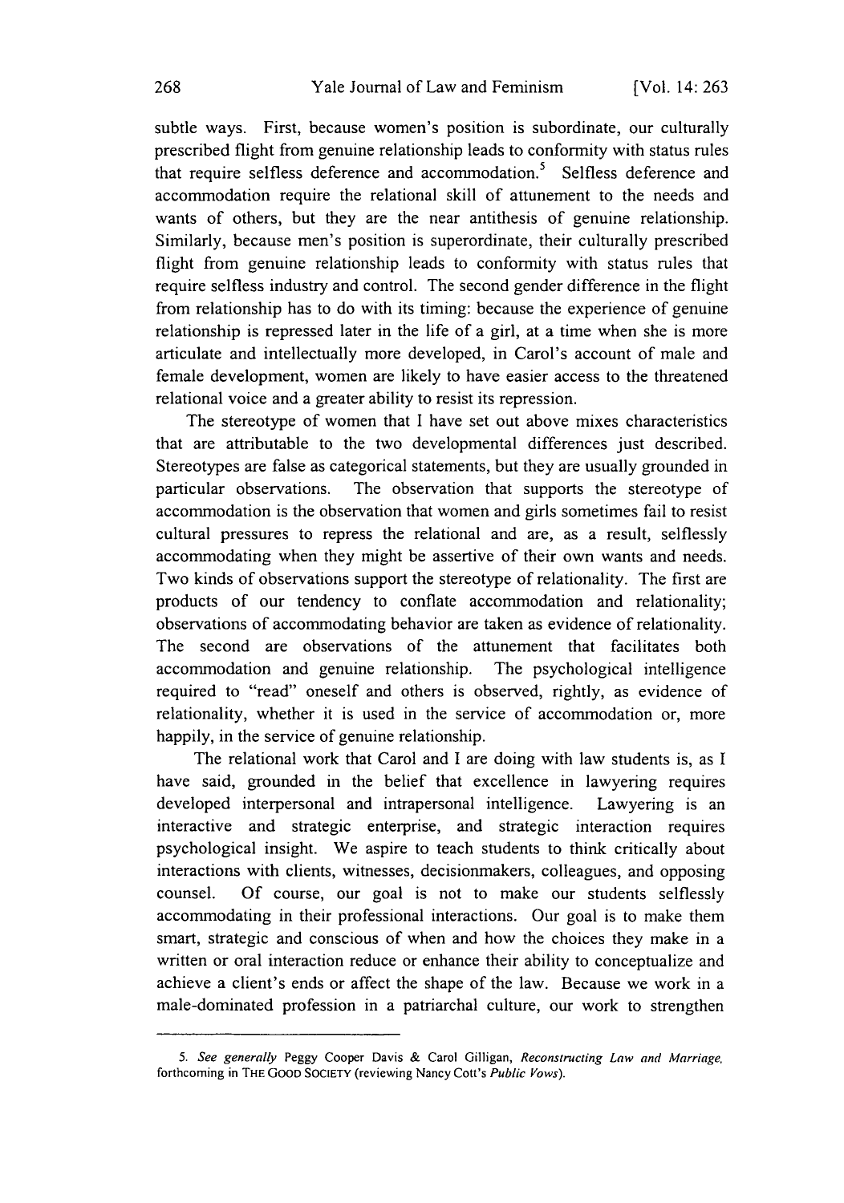subtle ways. First, because women's position is subordinate, our culturally prescribed flight from genuine relationship leads to conformity with status rules that require selfless deference and accommodation.[5] Selfless deference and accommodation require the relational skill of attunement to the needs and wants of others, but they are the near antithesis of genuine relationship. Similarly, because men's position is superordinate, their culturally prescribed flight from genuine relationship leads to conformity with status rules that require selfless industry and control. The second gender difference in the flight from relationship has to do with its timing: because the experience of genuine relationship is repressed later in the life of a girl, at a time when she is more articulate and intellectually more developed, in Carol's account of male and female development, women are likely to have easier access to the threatened relational voice and a greater ability to resist its repression.

The stereotype of women that I have set out above mixes characteristics that are attributable to the two developmental differences just described. Stereotypes are false as categorical statements, but they are usually grounded in particular observations. The observation that supports the stereotype of accommodation is the observation that women and girls sometimes fail to resist cultural pressures to repress the relational and are, as a result, selflessly accommodating when they might be assertive of their own wants and needs. Two kinds of observations support the stereotype of relationality. The first are products of our tendency to conflate accommodation and relationality; observations of accommodating behavior are taken as evidence of relationality. The second are observations of the attunement that facilitates both accommodation and genuine relationship. The psychological intelligence required to "read" oneself and others is observed, rightly, as evidence of relationality, whether it is used in the service of accommodation or, more happily, in the service of genuine relationship.

The relational work that Carol and I are doing with law students is, as I have said, grounded in the belief that excellence in lawyering requires developed interpersonal and intrapersonal intelligence. Lawyering is an interactive and strategic enterprise, and strategic interaction requires psychological insight. We aspire to teach students to think critically about interactions with clients, witnesses, decisionmakers, colleagues, and opposing counsel. Of course, our goal is not to make our students selflessly accommodating in their professional interactions. Our goal is to make them smart, strategic and conscious of when and how the choices they make in a written or oral interaction reduce or enhance their ability to conceptualize and achieve a client's ends or affect the shape of the law. Because we work in a male-dominated profession in a patriarchal culture, our work to strengthen

---

5. *See generally* Peggy Cooper Davis & Carol Gilligan, *Reconstructing Law and Marriage*, forthcoming in THE GOOD SOCIETY (reviewing Nancy Cott's *Public Vows*).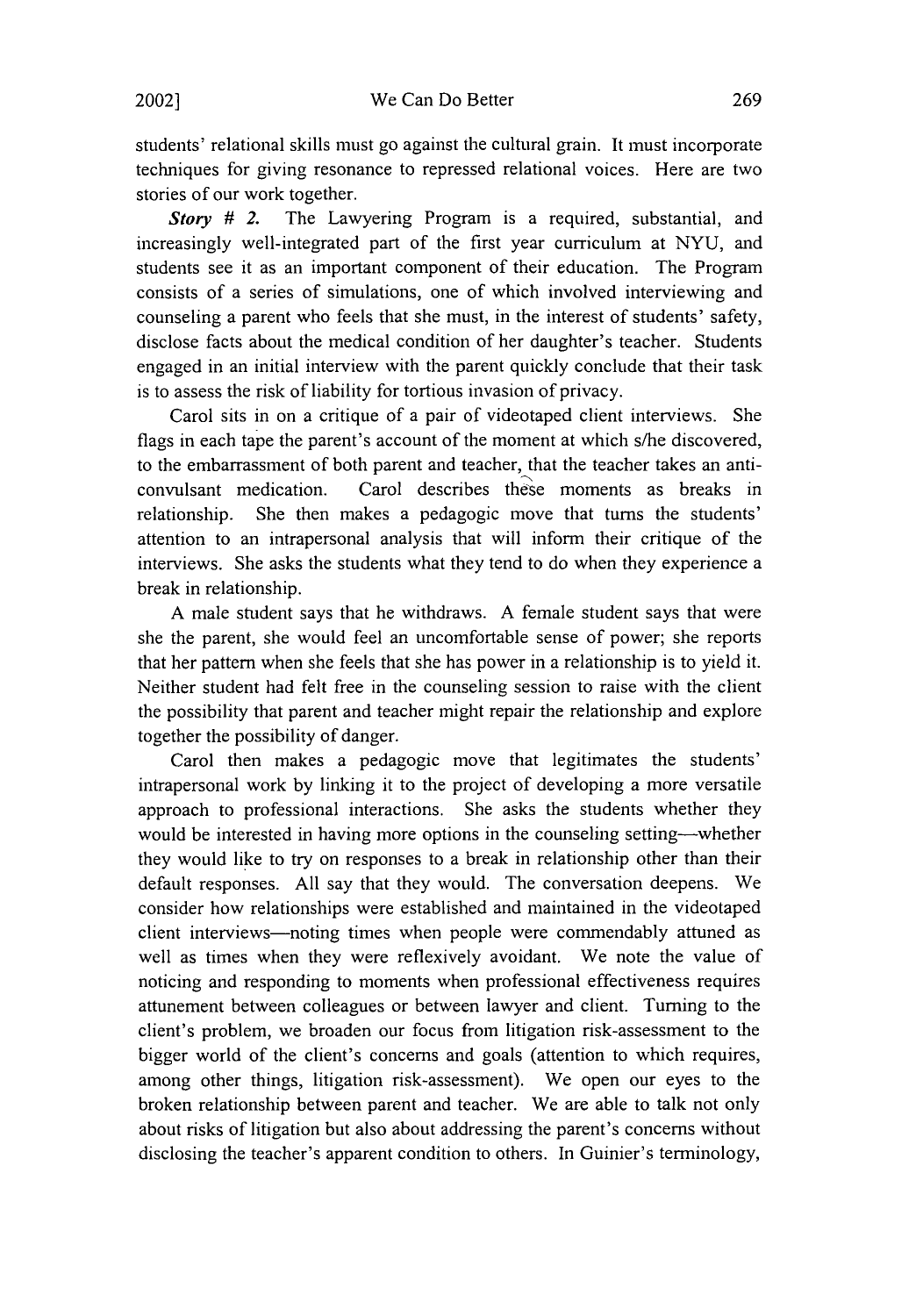students' relational skills must go against the cultural grain. It must incorporate techniques for giving resonance to repressed relational voices. Here are two stories of our work together.

***Story # 2.*** The Lawyering Program is a required, substantial, and increasingly well-integrated part of the first year curriculum at NYU, and students see it as an important component of their education. The Program consists of a series of simulations, one of which involved interviewing and counseling a parent who feels that she must, in the interest of students' safety, disclose facts about the medical condition of her daughter's teacher. Students engaged in an initial interview with the parent quickly conclude that their task is to assess the risk of liability for tortious invasion of privacy.

Carol sits in on a critique of a pair of videotaped client interviews. She flags in each tape the parent's account of the moment at which s/he discovered, to the embarrassment of both parent and teacher, that the teacher takes an anti-convulsant medication. Carol describes these moments as breaks in relationship. She then makes a pedagogic move that turns the students' attention to an intrapersonal analysis that will inform their critique of the interviews. She asks the students what they tend to do when they experience a break in relationship.

A male student says that he withdraws. A female student says that were she the parent, she would feel an uncomfortable sense of power; she reports that her pattern when she feels that she has power in a relationship is to yield it. Neither student had felt free in the counseling session to raise with the client the possibility that parent and teacher might repair the relationship and explore together the possibility of danger.

Carol then makes a pedagogic move that legitimates the students' intrapersonal work by linking it to the project of developing a more versatile approach to professional interactions. She asks the students whether they would be interested in having more options in the counseling setting—whether they would like to try on responses to a break in relationship other than their default responses. All say that they would. The conversation deepens. We consider how relationships were established and maintained in the videotaped client interviews—noting times when people were commendably attuned as well as times when they were reflexively avoidant. We note the value of noticing and responding to moments when professional effectiveness requires attunement between colleagues or between lawyer and client. Turning to the client's problem, we broaden our focus from litigation risk-assessment to the bigger world of the client's concerns and goals (attention to which requires, among other things, litigation risk-assessment). We open our eyes to the broken relationship between parent and teacher. We are able to talk not only about risks of litigation but also about addressing the parent's concerns without disclosing the teacher's apparent condition to others. In Guinier's terminology,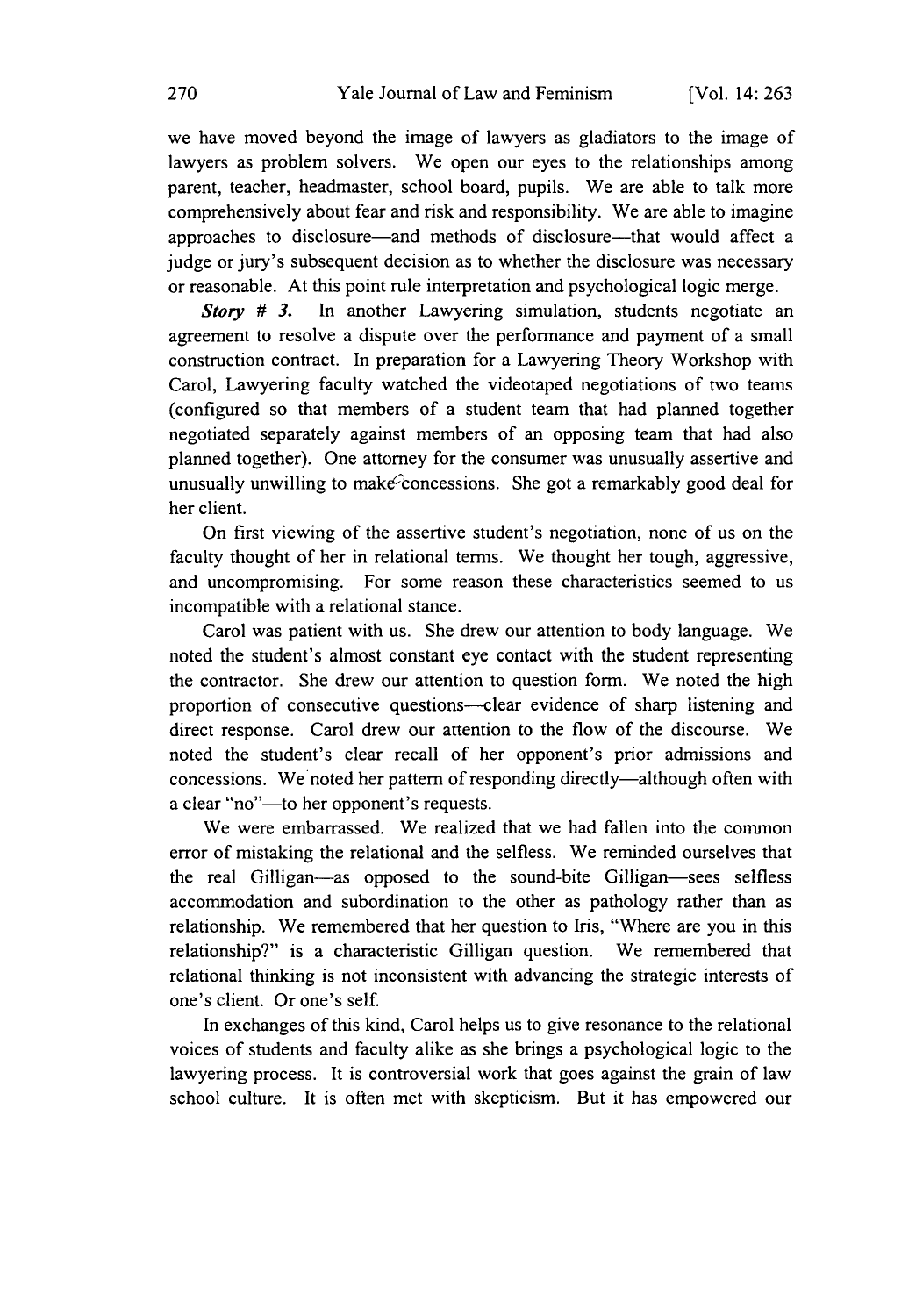we have moved beyond the image of lawyers as gladiators to the image of lawyers as problem solvers. We open our eyes to the relationships among parent, teacher, headmaster, school board, pupils. We are able to talk more comprehensively about fear and risk and responsibility. We are able to imagine approaches to disclosure—and methods of disclosure—that would affect a judge or jury's subsequent decision as to whether the disclosure was necessary or reasonable. At this point rule interpretation and psychological logic merge.

***Story # 3.*** In another Lawyering simulation, students negotiate an agreement to resolve a dispute over the performance and payment of a small construction contract. In preparation for a Lawyering Theory Workshop with Carol, Lawyering faculty watched the videotaped negotiations of two teams (configured so that members of a student team that had planned together negotiated separately against members of an opposing team that had also planned together). One attorney for the consumer was unusually assertive and unusually unwilling to make concessions. She got a remarkably good deal for her client.

On first viewing of the assertive student's negotiation, none of us on the faculty thought of her in relational terms. We thought her tough, aggressive, and uncompromising. For some reason these characteristics seemed to us incompatible with a relational stance.

Carol was patient with us. She drew our attention to body language. We noted the student's almost constant eye contact with the student representing the contractor. She drew our attention to question form. We noted the high proportion of consecutive questions—clear evidence of sharp listening and direct response. Carol drew our attention to the flow of the discourse. We noted the student's clear recall of her opponent's prior admissions and concessions. We noted her pattern of responding directly—although often with a clear "no"—to her opponent's requests.

We were embarrassed. We realized that we had fallen into the common error of mistaking the relational and the selfless. We reminded ourselves that the real Gilligan—as opposed to the sound-bite Gilligan—sees selfless accommodation and subordination to the other as pathology rather than as relationship. We remembered that her question to Iris, "Where are you in this relationship?" is a characteristic Gilligan question. We remembered that relational thinking is not inconsistent with advancing the strategic interests of one's client. Or one's self.

In exchanges of this kind, Carol helps us to give resonance to the relational voices of students and faculty alike as she brings a psychological logic to the lawyering process. It is controversial work that goes against the grain of law school culture. It is often met with skepticism. But it has empowered our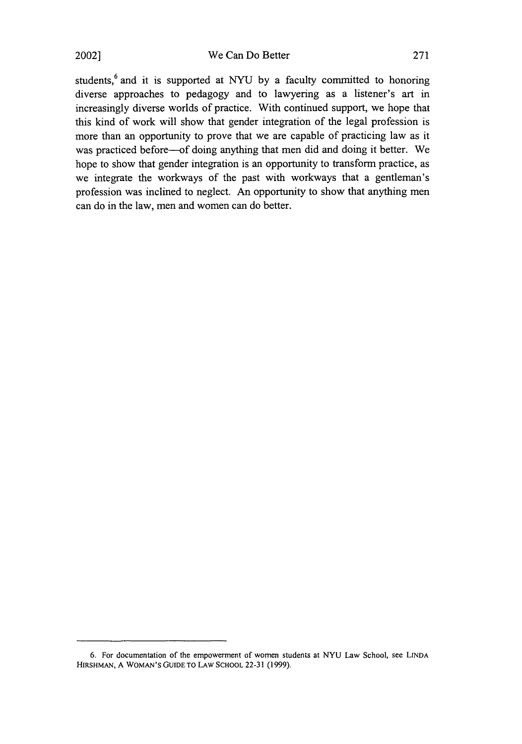students,[6] and it is supported at NYU by a faculty committed to honoring diverse approaches to pedagogy and to lawyering as a listener's art in increasingly diverse worlds of practice. With continued support, we hope that this kind of work will show that gender integration of the legal profession is more than an opportunity to prove that we are capable of practicing law as it was practiced before—of doing anything that men did and doing it better. We hope to show that gender integration is an opportunity to transform practice, as we integrate the workways of the past with workways that a gentleman's profession was inclined to neglect. An opportunity to show that anything men can do in the law, men and women can do better.

---

6. For documentation of the empowerment of women students at NYU Law School, see LINDA HIRSHMAN, A WOMAN'S GUIDE TO LAW SCHOOL 22-31 (1999).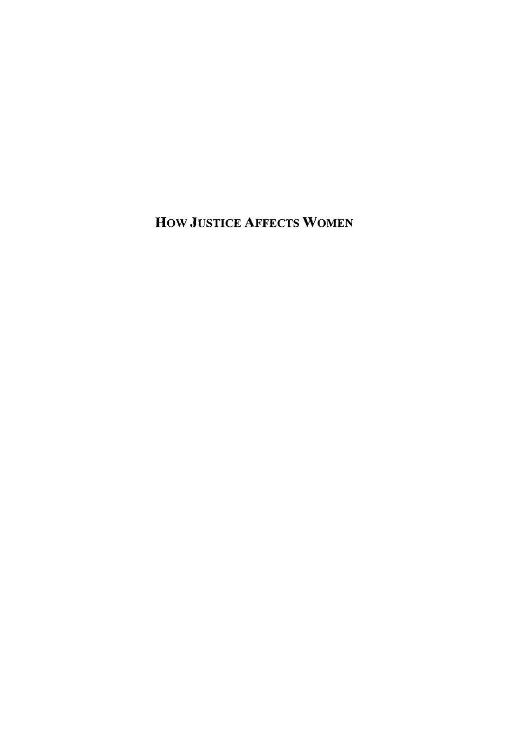# HOW JUSTICE AFFECTS WOMEN